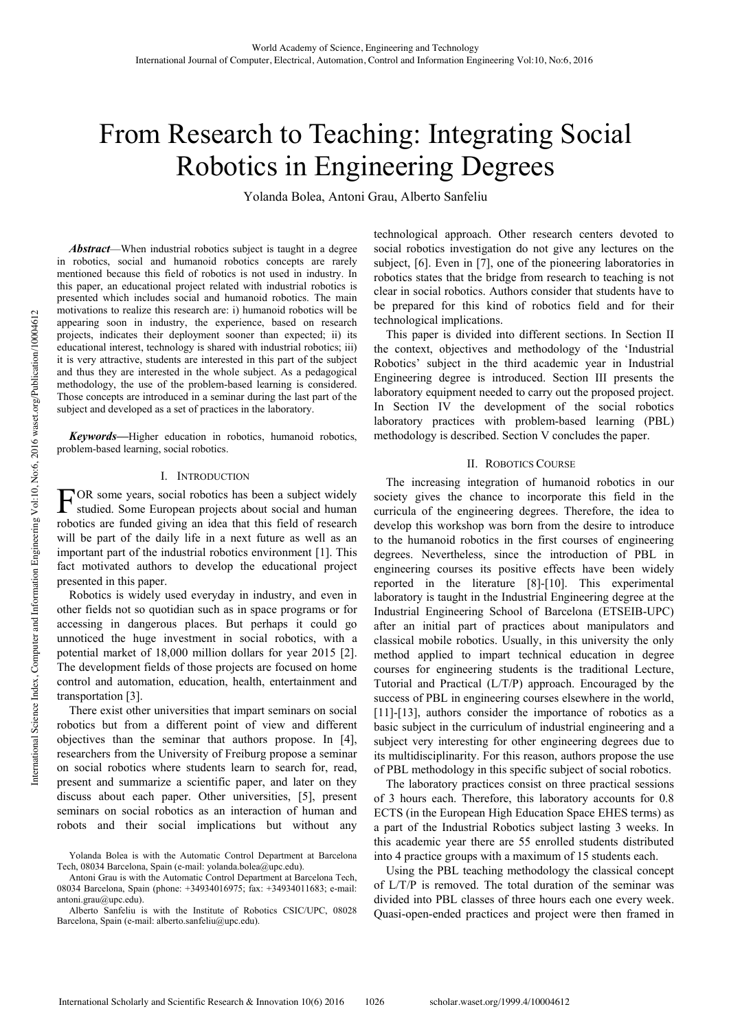# From Research to Teaching: Integrating Social Robotics in Engineering Degrees

Yolanda Bolea, Antoni Grau, Alberto Sanfeliu

***Abstract*****—**When industrial robotics subject is taught in a degree in robotics, social and humanoid robotics concepts are rarely mentioned because this field of robotics is not used in industry. In this paper, an educational project related with industrial robotics is presented which includes social and humanoid robotics. The main motivations to realize this research are: i) humanoid robotics will be appearing soon in industry, the experience, based on research projects, indicates their deployment sooner than expected; ii) its educational interest, technology is shared with industrial robotics; iii) it is very attractive, students are interested in this part of the subject and thus they are interested in the whole subject. As a pedagogical methodology, the use of the problem-based learning is considered. Those concepts are introduced in a seminar during the last part of the subject and developed as a set of practices in the laboratory.

***Keywords*****—**Higher education in robotics, humanoid robotics, problem-based learning, social robotics.

## I. Introduction

FOR some years, social robotics has been a subject widely studied. Some European projects about social and human robotics are funded giving an idea that this field of research will be part of the daily life in a next future as well as an important part of the industrial robotics environment [1]. This fact motivated authors to develop the educational project presented in this paper.

Robotics is widely used everyday in industry, and even in other fields not so quotidian such as in space programs or for accessing in dangerous places. But perhaps it could go unnoticed the huge investment in social robotics, with a potential market of 18,000 million dollars for year 2015 [2]. The development fields of those projects are focused on home control and automation, education, health, entertainment and transportation [3].

There exist other universities that impart seminars on social robotics but from a different point of view and different objectives than the seminar that authors propose. In [4], researchers from the University of Freiburg propose a seminar on social robotics where students learn to search for, read, present and summarize a scientific paper, and later on they discuss about each paper. Other universities, [5], present seminars on social robotics as an interaction of human and robots and their social implications but without any technological approach. Other research centers devoted to social robotics investigation do not give any lectures on the subject, [6]. Even in [7], one of the pioneering laboratories in robotics states that the bridge from research to teaching is not clear in social robotics. Authors consider that students have to be prepared for this kind of robotics field and for their technological implications.

This paper is divided into different sections. In Section II the context, objectives and methodology of the 'Industrial Robotics' subject in the third academic year in Industrial Engineering degree is introduced. Section III presents the laboratory equipment needed to carry out the proposed project. In Section IV the development of the social robotics laboratory practices with problem-based learning (PBL) methodology is described. Section V concludes the paper.

## II. Robotics Course

The increasing integration of humanoid robotics in our society gives the chance to incorporate this field in the curricula of the engineering degrees. Therefore, the idea to develop this workshop was born from the desire to introduce to the humanoid robotics in the first courses of engineering degrees. Nevertheless, since the introduction of PBL in engineering courses its positive effects have been widely reported in the literature [8]-[10]. This experimental laboratory is taught in the Industrial Engineering degree at the Industrial Engineering School of Barcelona (ETSEIB-UPC) after an initial part of practices about manipulators and classical mobile robotics. Usually, in this university the only method applied to impart technical education in degree courses for engineering students is the traditional Lecture, Tutorial and Practical (L/T/P) approach. Encouraged by the success of PBL in engineering courses elsewhere in the world, [11]-[13], authors consider the importance of robotics as a basic subject in the curriculum of industrial engineering and a subject very interesting for other engineering degrees due to its multidisciplinarity. For this reason, authors propose the use of PBL methodology in this specific subject of social robotics.

The laboratory practices consist on three practical sessions of 3 hours each. Therefore, this laboratory accounts for 0.8 ECTS (in the European High Education Space EHES terms) as a part of the Industrial Robotics subject lasting 3 weeks. In this academic year there are 55 enrolled students distributed into 4 practice groups with a maximum of 15 students each.

Using the PBL teaching methodology the classical concept of L/T/P is removed. The total duration of the seminar was divided into PBL classes of three hours each one every week. Quasi-open-ended practices and project were then framed in

Yolanda Bolea is with the Automatic Control Department at Barcelona Tech, 08034 Barcelona, Spain (e-mail: yolanda.bolea@upc.edu).

Antoni Grau is with the Automatic Control Department at Barcelona Tech, 08034 Barcelona, Spain (phone: +34934016975; fax: +34934011683; e-mail: antoni.grau@upc.edu).

Alberto Sanfeliu is with the Institute of Robotics CSIC/UPC, 08028 Barcelona, Spain (e-mail: alberto.sanfeliu@upc.edu).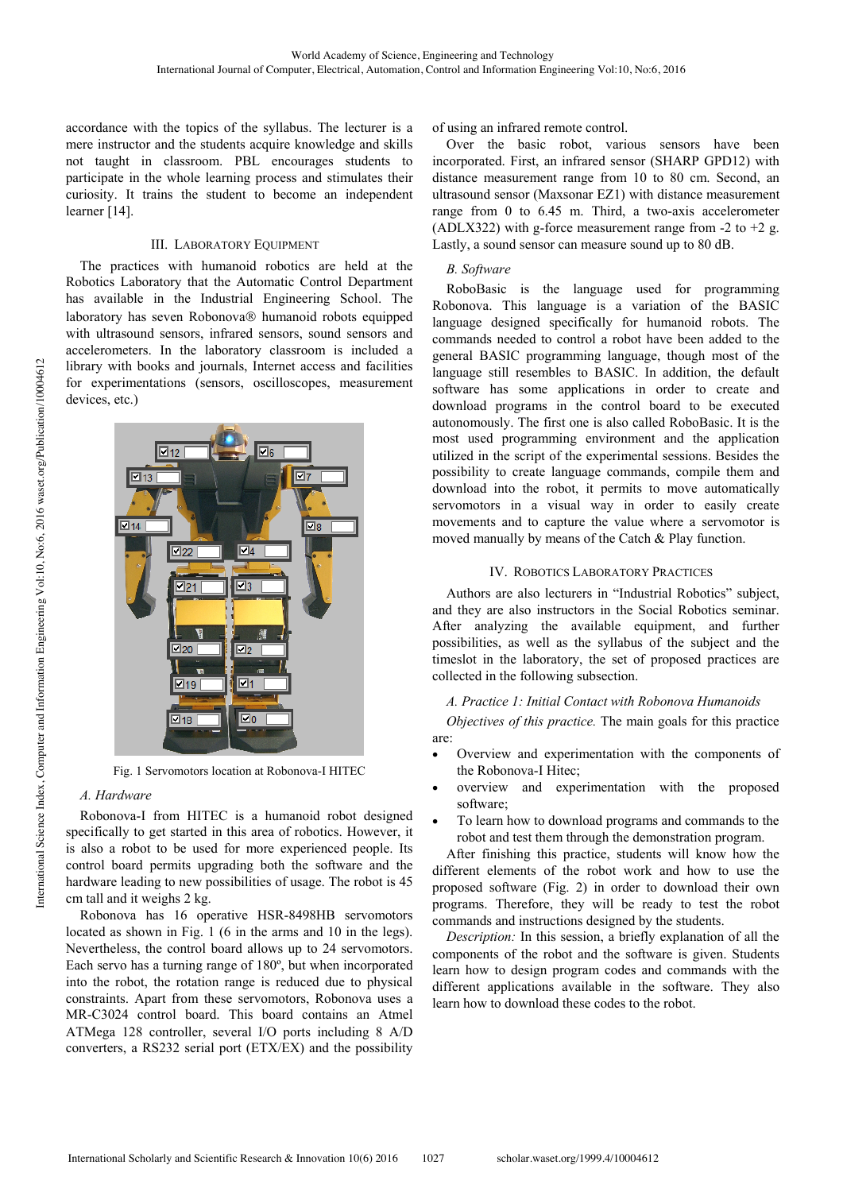accordance with the topics of the syllabus. The lecturer is a mere instructor and the students acquire knowledge and skills not taught in classroom. PBL encourages students to participate in the whole learning process and stimulates their curiosity. It trains the student to become an independent learner [14].

## III. Laboratory Equipment

The practices with humanoid robotics are held at the Robotics Laboratory that the Automatic Control Department has available in the Industrial Engineering School. The laboratory has seven Robonova® humanoid robots equipped with ultrasound sensors, infrared sensors, sound sensors and accelerometers. In the laboratory classroom is included a library with books and journals, Internet access and facilities for experimentations (sensors, oscilloscopes, measurement devices, etc.)

Fig. 1 Servomotors location at Robonova-I HITEC

### A. Hardware

Robonova-I from HITEC is a humanoid robot designed specifically to get started in this area of robotics. However, it is also a robot to be used for more experienced people. Its control board permits upgrading both the software and the hardware leading to new possibilities of usage. The robot is 45 cm tall and it weighs 2 kg.

Robonova has 16 operative HSR-8498HB servomotors located as shown in Fig. 1 (6 in the arms and 10 in the legs). Nevertheless, the control board allows up to 24 servomotors. Each servo has a turning range of 180º, but when incorporated into the robot, the rotation range is reduced due to physical constraints. Apart from these servomotors, Robonova uses a MR-C3024 control board. This board contains an Atmel ATMega 128 controller, several I/O ports including 8 A/D converters, a RS232 serial port (ETX/EX) and the possibility of using an infrared remote control.

Over the basic robot, various sensors have been incorporated. First, an infrared sensor (SHARP GPD12) with distance measurement range from 10 to 80 cm. Second, an ultrasound sensor (Maxsonar EZ1) with distance measurement range from 0 to 6.45 m. Third, a two-axis accelerometer (ADLX322) with g-force measurement range from -2 to +2 g. Lastly, a sound sensor can measure sound up to 80 dB.

### B. Software

RoboBasic is the language used for programming Robonova. This language is a variation of the BASIC language designed specifically for humanoid robots. The commands needed to control a robot have been added to the general BASIC programming language, though most of the language still resembles to BASIC. In addition, the default software has some applications in order to create and download programs in the control board to be executed autonomously. The first one is also called RoboBasic. It is the most used programming environment and the application utilized in the script of the experimental sessions. Besides the possibility to create language commands, compile them and download into the robot, it permits to move automatically servomotors in a visual way in order to easily create movements and to capture the value where a servomotor is moved manually by means of the Catch & Play function.

## IV. Robotics Laboratory Practices

Authors are also lecturers in "Industrial Robotics" subject, and they are also instructors in the Social Robotics seminar. After analyzing the available equipment, and further possibilities, as well as the syllabus of the subject and the timeslot in the laboratory, the set of proposed practices are collected in the following subsection.

### A. Practice 1: Initial Contact with Robonova Humanoids

*Objectives of this practice.* The main goals for this practice are:

- Overview and experimentation with the components of the Robonova-I Hitec;
- overview and experimentation with the proposed software;
- To learn how to download programs and commands to the robot and test them through the demonstration program.

After finishing this practice, students will know how the different elements of the robot work and how to use the proposed software (Fig. 2) in order to download their own programs. Therefore, they will be ready to test the robot commands and instructions designed by the students.

*Description:* In this session, a briefly explanation of all the components of the robot and the software is given. Students learn how to design program codes and commands with the different applications available in the software. They also learn how to download these codes to the robot.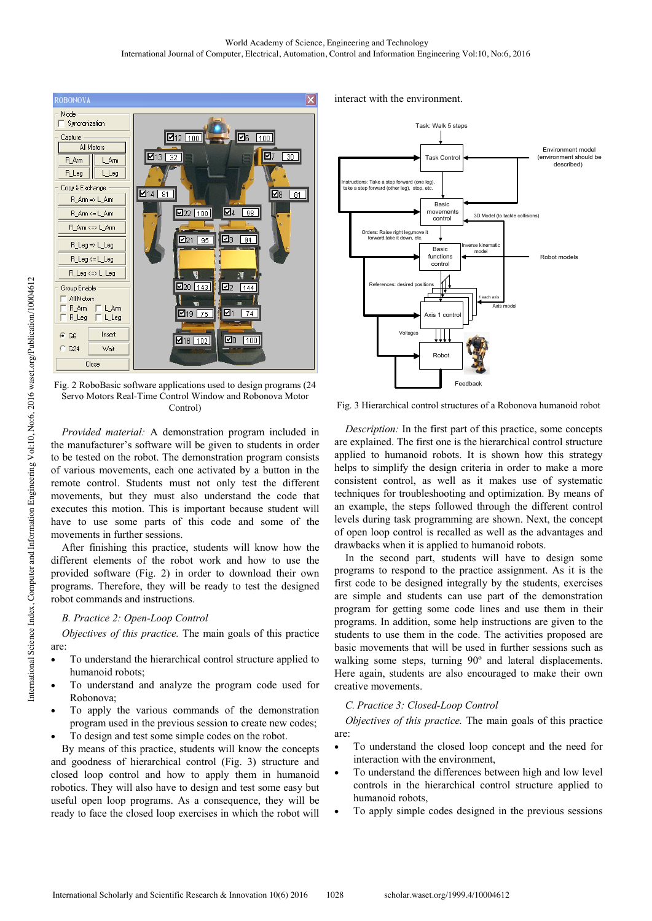Fig. 2 RoboBasic software applications used to design programs (24 Servo Motors Real-Time Control Window and Robonova Motor Control)

*Provided material:* A demonstration program included in the manufacturer's software will be given to students in order to be tested on the robot. The demonstration program consists of various movements, each one activated by a button in the remote control. Students must not only test the different movements, but they must also understand the code that executes this motion. This is important because student will have to use some parts of this code and some of the movements in further sessions.

After finishing this practice, students will know how the different elements of the robot work and how to use the provided software (Fig. 2) in order to download their own programs. Therefore, they will be ready to test the designed robot commands and instructions.

### B. Practice 2: Open-Loop Control

*Objectives of this practice.* The main goals of this practice are:

- To understand the hierarchical control structure applied to humanoid robots;
- To understand and analyze the program code used for Robonova;
- To apply the various commands of the demonstration program used in the previous session to create new codes;
- To design and test some simple codes on the robot.

By means of this practice, students will know the concepts and goodness of hierarchical control (Fig. 3) structure and closed loop control and how to apply them in humanoid robotics. They will also have to design and test some easy but useful open loop programs. As a consequence, they will be ready to face the closed loop exercises in which the robot will interact with the environment.

Fig. 3 Hierarchical control structures of a Robonova humanoid robot

*Description:* In the first part of this practice, some concepts are explained. The first one is the hierarchical control structure applied to humanoid robots. It is shown how this strategy helps to simplify the design criteria in order to make a more consistent control, as well as it makes use of systematic techniques for troubleshooting and optimization. By means of an example, the steps followed through the different control levels during task programming are shown. Next, the concept of open loop control is recalled as well as the advantages and drawbacks when it is applied to humanoid robots.

In the second part, students will have to design some programs to respond to the practice assignment. As it is the first code to be designed integrally by the students, exercises are simple and students can use part of the demonstration program for getting some code lines and use them in their programs. In addition, some help instructions are given to the students to use them in the code. The activities proposed are basic movements that will be used in further sessions such as walking some steps, turning 90º and lateral displacements. Here again, students are also encouraged to make their own creative movements.

### C. Practice 3: Closed-Loop Control

*Objectives of this practice.* The main goals of this practice are:

- To understand the closed loop concept and the need for interaction with the environment,
- To understand the differences between high and low level controls in the hierarchical control structure applied to humanoid robots,
- To apply simple codes designed in the previous sessions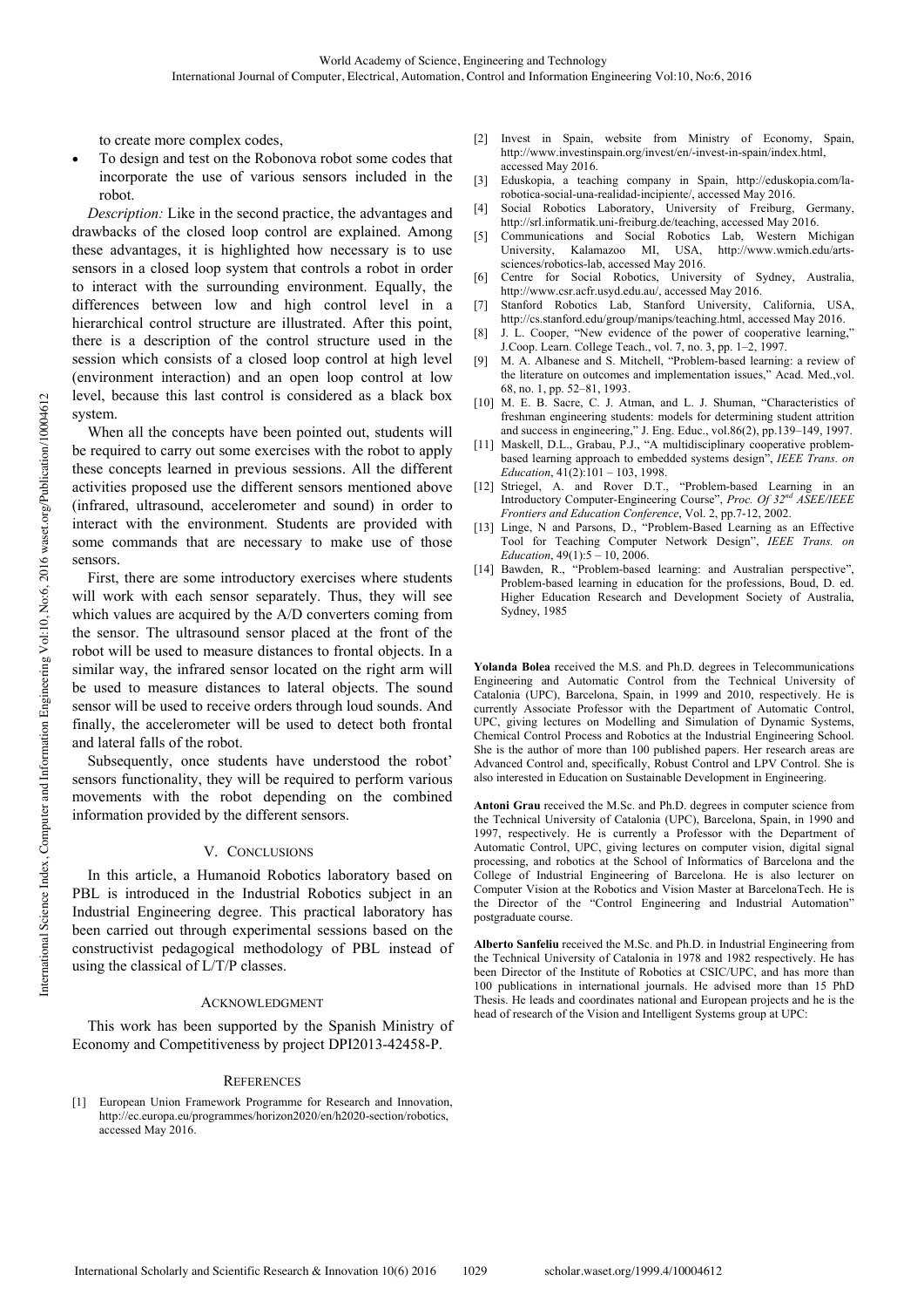to create more complex codes,

- To design and test on the Robonova robot some codes that incorporate the use of various sensors included in the robot.

*Description:* Like in the second practice, the advantages and drawbacks of the closed loop control are explained. Among these advantages, it is highlighted how necessary is to use sensors in a closed loop system that controls a robot in order to interact with the surrounding environment. Equally, the differences between low and high control level in a hierarchical control structure are illustrated. After this point, there is a description of the control structure used in the session which consists of a closed loop control at high level (environment interaction) and an open loop control at low level, because this last control is considered as a black box system.

When all the concepts have been pointed out, students will be required to carry out some exercises with the robot to apply these concepts learned in previous sessions. All the different activities proposed use the different sensors mentioned above (infrared, ultrasound, accelerometer and sound) in order to interact with the environment. Students are provided with some commands that are necessary to make use of those sensors.

First, there are some introductory exercises where students will work with each sensor separately. Thus, they will see which values are acquired by the A/D converters coming from the sensor. The ultrasound sensor placed at the front of the robot will be used to measure distances to frontal objects. In a similar way, the infrared sensor located on the right arm will be used to measure distances to lateral objects. The sound sensor will be used to receive orders through loud sounds. And finally, the accelerometer will be used to detect both frontal and lateral falls of the robot.

Subsequently, once students have understood the robot' sensors functionality, they will be required to perform various movements with the robot depending on the combined information provided by the different sensors.

## V. Conclusions

In this article, a Humanoid Robotics laboratory based on PBL is introduced in the Industrial Robotics subject in an Industrial Engineering degree. This practical laboratory has been carried out through experimental sessions based on the constructivist pedagogical methodology of PBL instead of using the classical of L/T/P classes.

## Acknowledgment

This work has been supported by the Spanish Ministry of Economy and Competitiveness by project DPI2013-42458-P.

## References

[1] European Union Framework Programme for Research and Innovation, http://ec.europa.eu/programmes/horizon2020/en/h2020-section/robotics, accessed May 2016.

[2] Invest in Spain, website from Ministry of Economy, Spain, http://www.investinspain.org/invest/en/-invest-in-spain/index.html, accessed May 2016.

[3] Eduskopia, a teaching company in Spain, http://eduskopia.com/la-robotica-social-una-realidad-incipiente/, accessed May 2016.

[4] Social Robotics Laboratory, University of Freiburg, Germany, http://srl.informatik.uni-freiburg.de/teaching, accessed May 2016.

[5] Communications and Social Robotics Lab, Western Michigan University, Kalamazoo MI, USA, http://www.wmich.edu/arts-sciences/robotics-lab, accessed May 2016.

[6] Centre for Social Robotics, University of Sydney, Australia, http://www.csr.acfr.usyd.edu.au/, accessed May 2016.

[7] Stanford Robotics Lab, Stanford University, California, USA, http://cs.stanford.edu/group/manips/teaching.html, accessed May 2016.

[8] J. L. Cooper, "New evidence of the power of cooperative learning," J.Coop. Learn. College Teach., vol. 7, no. 3, pp. 1–2, 1997.

[9] M. A. Albanese and S. Mitchell, "Problem-based learning: a review of the literature on outcomes and implementation issues," Acad. Med.,vol. 68, no. 1, pp. 52–81, 1993.

[10] M. E. B. Sacre, C. J. Atman, and L. J. Shuman, "Characteristics of freshman engineering students: models for determining student attrition and success in engineering," J. Eng. Educ., vol.86(2), pp.139–149, 1997.

[11] Maskell, D.L., Grabau, P.J., "A multidisciplinary cooperative problem-based learning approach to embedded systems design", *IEEE Trans. on Education*, 41(2):101 – 103, 1998.

[12] Striegel, A. and Rover D.T., "Problem-based Learning in an Introductory Computer-Engineering Course", *Proc. Of 32nd ASEE/IEEE Frontiers and Education Conference*, Vol. 2, pp.7-12, 2002.

[13] Linge, N and Parsons, D., "Problem-Based Learning as an Effective Tool for Teaching Computer Network Design", *IEEE Trans. on Education*, 49(1):5 – 10, 2006.

[14] Bawden, R., "Problem-based learning: and Australian perspective", Problem-based learning in education for the professions, Boud, D. ed. Higher Education Research and Development Society of Australia, Sydney, 1985

**Yolanda Bolea** received the M.S. and Ph.D. degrees in Telecommunications Engineering and Automatic Control from the Technical University of Catalonia (UPC), Barcelona, Spain, in 1999 and 2010, respectively. He is currently Associate Professor with the Department of Automatic Control, UPC, giving lectures on Modelling and Simulation of Dynamic Systems, Chemical Control Process and Robotics at the Industrial Engineering School. She is the author of more than 100 published papers. Her research areas are Advanced Control and, specifically, Robust Control and LPV Control. She is also interested in Education on Sustainable Development in Engineering.

**Antoni Grau** received the M.Sc. and Ph.D. degrees in computer science from the Technical University of Catalonia (UPC), Barcelona, Spain, in 1990 and 1997, respectively. He is currently a Professor with the Department of Automatic Control, UPC, giving lectures on computer vision, digital signal processing, and robotics at the School of Informatics of Barcelona and the College of Industrial Engineering of Barcelona. He is also lecturer on Computer Vision at the Robotics and Vision Master at BarcelonaTech. He is the Director of the "Control Engineering and Industrial Automation" postgraduate course.

**Alberto Sanfeliu** received the M.Sc. and Ph.D. in Industrial Engineering from the Technical University of Catalonia in 1978 and 1982 respectively. He has been Director of the Institute of Robotics at CSIC/UPC, and has more than 100 publications in international journals. He advised more than 15 PhD Thesis. He leads and coordinates national and European projects and he is the head of research of the Vision and Intelligent Systems group at UPC: